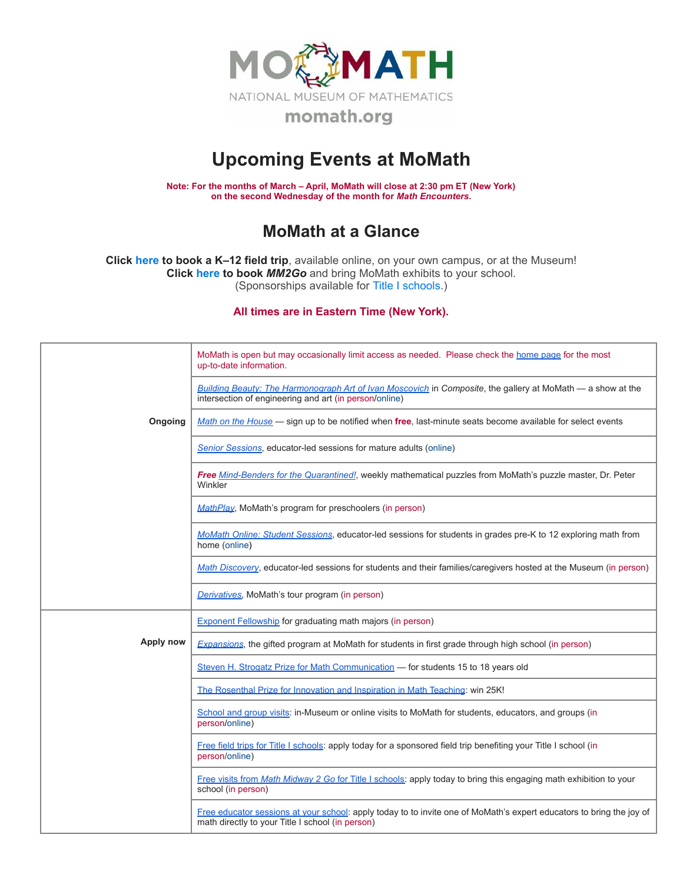# MoMath

NATIONAL MUSEUM OF MATHEMATICS

momath.org

# Upcoming Events at MoMath

**Note: For the months of March – April, MoMath will close at 2:30 pm ET (New York) on the second Wednesday of the month for *Math Encounters*.**

## MoMath at a Glance

**Click here to book a K–12 field trip**, available online, on your own campus, or at the Museum!
**Click here to book *MM2Go*** and bring MoMath exhibits to your school.
(Sponsorships available for Title I schools.)

**All times are in Eastern Time (New York).**

| | |
|---|---|
| **Ongoing** | MoMath is open but may occasionally limit access as needed. Please check the home page for the most up-to-date information. |
| | *Building Beauty: The Harmonograph Art of Ivan Moscovich* in *Composite*, the gallery at MoMath — a show at the intersection of engineering and art (in person/online) |
| | *Math on the House* — sign up to be notified when **free**, last-minute seats become available for select events |
| | *Senior Sessions*, educator-led sessions for mature adults (online) |
| | ***Free*** *Mind-Benders for the Quarantined!*, weekly mathematical puzzles from MoMath's puzzle master, Dr. Peter Winkler |
| | *MathPlay*, MoMath's program for preschoolers (in person) |
| | *MoMath Online: Student Sessions*, educator-led sessions for students in grades pre-K to 12 exploring math from home (online) |
| | *Math Discovery*, educator-led sessions for students and their families/caregivers hosted at the Museum (in person) |
| | *Derivatives*, MoMath's tour program (in person) |
| **Apply now** | Exponent Fellowship for graduating math majors (in person) |
| | *Expansions*, the gifted program at MoMath for students in first grade through high school (in person) |
| | Steven H. Strogatz Prize for Math Communication — for students 15 to 18 years old |
| | The Rosenthal Prize for Innovation and Inspiration in Math Teaching: win 25K! |
| | School and group visits: in-Museum or online visits to MoMath for students, educators, and groups (in person/online) |
| | Free field trips for Title I schools: apply today for a sponsored field trip benefiting your Title I school (in person/online) |
| | Free visits from *Math Midway 2 Go* for Title I schools: apply today to bring this engaging math exhibition to your school (in person) |
| | Free educator sessions at your school: apply today to to invite one of MoMath's expert educators to bring the joy of math directly to your Title I school (in person) |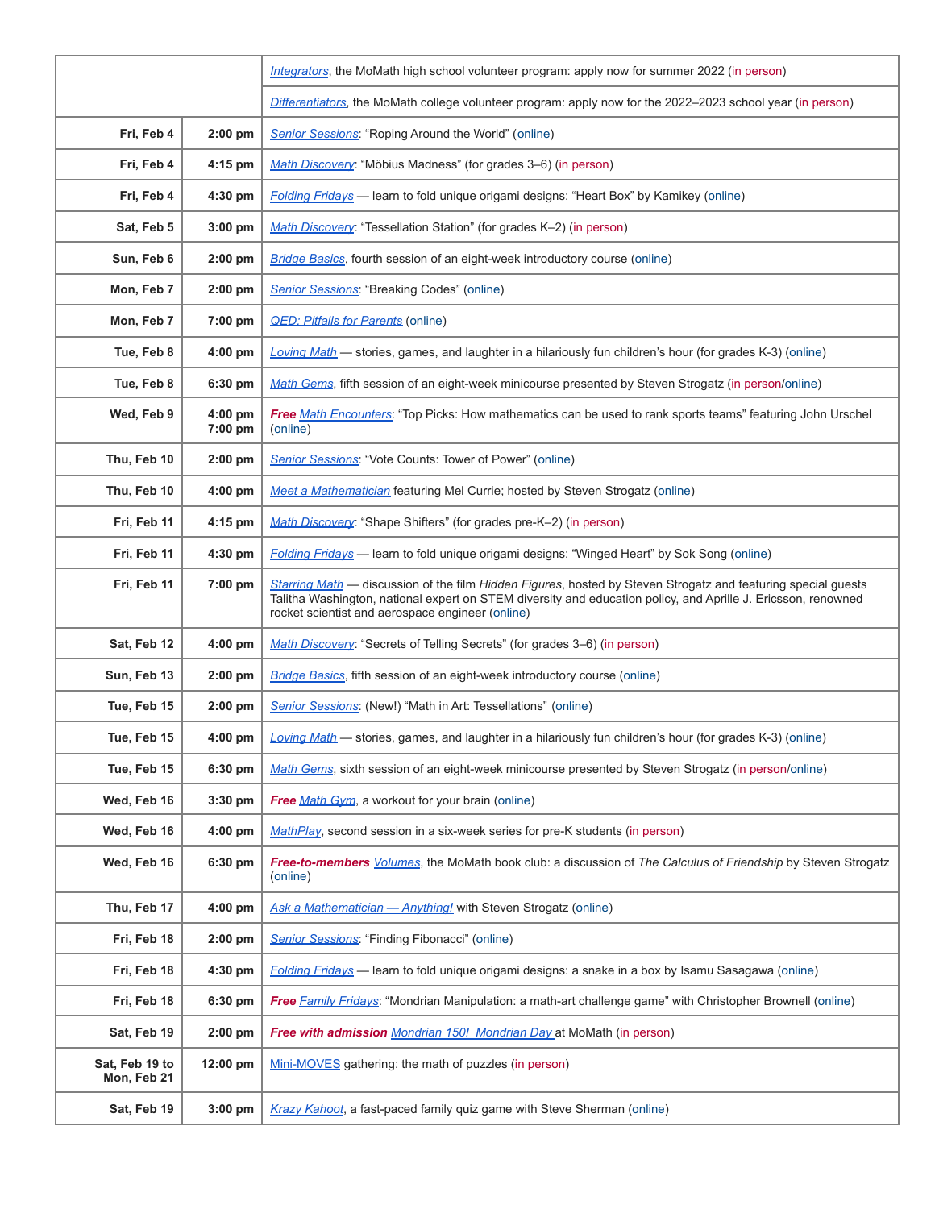| | | |
|---|---|---|
| | | *Integrators*, the MoMath high school volunteer program: apply now for summer 2022 (in person) |
| | | *Differentiators*, the MoMath college volunteer program: apply now for the 2022–2023 school year (in person) |
| **Fri, Feb 4** | **2:00 pm** | *Senior Sessions*: “Roping Around the World” (online) |
| **Fri, Feb 4** | **4:15 pm** | *Math Discovery*: “Möbius Madness” (for grades 3–6) (in person) |
| **Fri, Feb 4** | **4:30 pm** | *Folding Fridays* — learn to fold unique origami designs: “Heart Box” by Kamikey (online) |
| **Sat, Feb 5** | **3:00 pm** | *Math Discovery*: “Tessellation Station” (for grades K–2) (in person) |
| **Sun, Feb 6** | **2:00 pm** | *Bridge Basics*, fourth session of an eight-week introductory course (online) |
| **Mon, Feb 7** | **2:00 pm** | *Senior Sessions*: “Breaking Codes” (online) |
| **Mon, Feb 7** | **7:00 pm** | *QED: Pitfalls for Parents* (online) |
| **Tue, Feb 8** | **4:00 pm** | *Loving Math* — stories, games, and laughter in a hilariously fun children’s hour (for grades K-3) (online) |
| **Tue, Feb 8** | **6:30 pm** | *Math Gems*, fifth session of an eight-week minicourse presented by Steven Strogatz (in person/online) |
| **Wed, Feb 9** | **4:00 pm 7:00 pm** | ***Free*** *Math Encounters*: “Top Picks: How mathematics can be used to rank sports teams” featuring John Urschel (online) |
| **Thu, Feb 10** | **2:00 pm** | *Senior Sessions*: “Vote Counts: Tower of Power” (online) |
| **Thu, Feb 10** | **4:00 pm** | *Meet a Mathematician* featuring Mel Currie; hosted by Steven Strogatz (online) |
| **Fri, Feb 11** | **4:15 pm** | *Math Discovery*: “Shape Shifters” (for grades pre-K–2) (in person) |
| **Fri, Feb 11** | **4:30 pm** | *Folding Fridays* — learn to fold unique origami designs: “Winged Heart” by Sok Song (online) |
| **Fri, Feb 11** | **7:00 pm** | *Starring Math* — discussion of the film *Hidden Figures*, hosted by Steven Strogatz and featuring special guests Talitha Washington, national expert on STEM diversity and education policy, and Aprille J. Ericsson, renowned rocket scientist and aerospace engineer (online) |
| **Sat, Feb 12** | **4:00 pm** | *Math Discovery*: “Secrets of Telling Secrets” (for grades 3–6) (in person) |
| **Sun, Feb 13** | **2:00 pm** | *Bridge Basics*, fifth session of an eight-week introductory course (online) |
| **Tue, Feb 15** | **2:00 pm** | *Senior Sessions*: (New!) “Math in Art: Tessellations” (online) |
| **Tue, Feb 15** | **4:00 pm** | *Loving Math* — stories, games, and laughter in a hilariously fun children’s hour (for grades K-3) (online) |
| **Tue, Feb 15** | **6:30 pm** | *Math Gems*, sixth session of an eight-week minicourse presented by Steven Strogatz (in person/online) |
| **Wed, Feb 16** | **3:30 pm** | ***Free*** *Math Gym*, a workout for your brain (online) |
| **Wed, Feb 16** | **4:00 pm** | *MathPlay*, second session in a six-week series for pre-K students (in person) |
| **Wed, Feb 16** | **6:30 pm** | ***Free-to-members*** *Volumes*, the MoMath book club: a discussion of *The Calculus of Friendship* by Steven Strogatz (online) |
| **Thu, Feb 17** | **4:00 pm** | *Ask a Mathematician — Anything!* with Steven Strogatz (online) |
| **Fri, Feb 18** | **2:00 pm** | *Senior Sessions*: “Finding Fibonacci” (online) |
| **Fri, Feb 18** | **4:30 pm** | *Folding Fridays* — learn to fold unique origami designs: a snake in a box by Isamu Sasagawa (online) |
| **Fri, Feb 18** | **6:30 pm** | ***Free*** *Family Fridays*: “Mondrian Manipulation: a math-art challenge game” with Christopher Brownell (online) |
| **Sat, Feb 19** | **2:00 pm** | ***Free with admission*** *Mondrian 150! Mondrian Day* at MoMath (in person) |
| **Sat, Feb 19 to Mon, Feb 21** | **12:00 pm** | Mini-MOVES gathering: the math of puzzles (in person) |
| **Sat, Feb 19** | **3:00 pm** | *Krazy Kahoot*, a fast-paced family quiz game with Steve Sherman (online) |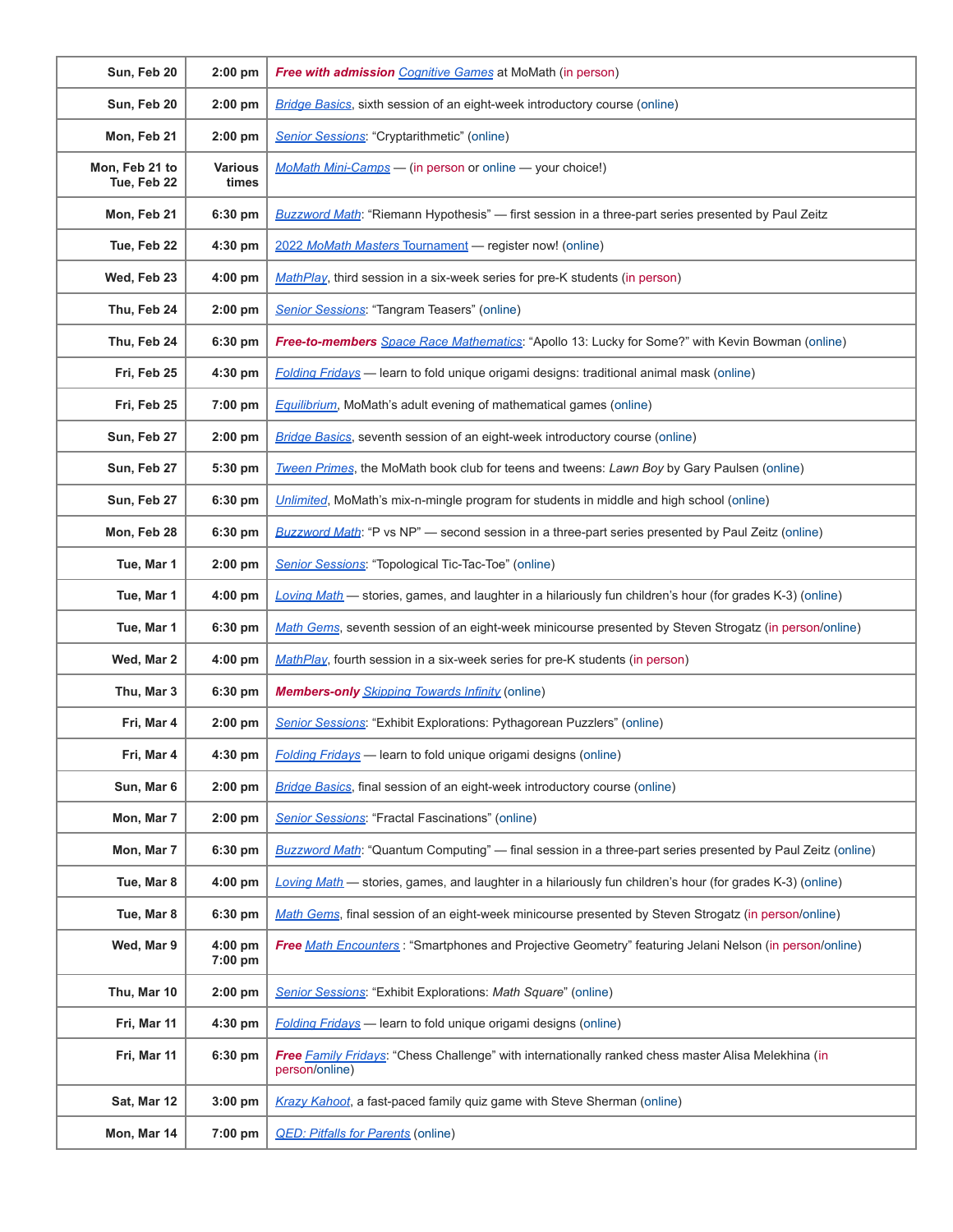| | | |
|---|---|---|
| **Sun, Feb 20** | **2:00 pm** | ***Free with admission*** *Cognitive Games* at MoMath (in person) |
| **Sun, Feb 20** | **2:00 pm** | *Bridge Basics*, sixth session of an eight-week introductory course (online) |
| **Mon, Feb 21** | **2:00 pm** | *Senior Sessions*: "Cryptarithmetic" (online) |
| **Mon, Feb 21 to Tue, Feb 22** | **Various times** | *MoMath Mini-Camps* — (in person or online — your choice!) |
| **Mon, Feb 21** | **6:30 pm** | *Buzzword Math*: "Riemann Hypothesis" — first session in a three-part series presented by Paul Zeitz |
| **Tue, Feb 22** | **4:30 pm** | 2022 *MoMath Masters Tournament* — register now! (online) |
| **Wed, Feb 23** | **4:00 pm** | *MathPlay*, third session in a six-week series for pre-K students (in person) |
| **Thu, Feb 24** | **2:00 pm** | *Senior Sessions*: "Tangram Teasers" (online) |
| **Thu, Feb 24** | **6:30 pm** | ***Free-to-members*** *Space Race Mathematics*: "Apollo 13: Lucky for Some?" with Kevin Bowman (online) |
| **Fri, Feb 25** | **4:30 pm** | *Folding Fridays* — learn to fold unique origami designs: traditional animal mask (online) |
| **Fri, Feb 25** | **7:00 pm** | *Equilibrium*, MoMath's adult evening of mathematical games (online) |
| **Sun, Feb 27** | **2:00 pm** | *Bridge Basics*, seventh session of an eight-week introductory course (online) |
| **Sun, Feb 27** | **5:30 pm** | *Tween Primes*, the MoMath book club for teens and tweens: *Lawn Boy* by Gary Paulsen (online) |
| **Sun, Feb 27** | **6:30 pm** | *Unlimited*, MoMath's mix-n-mingle program for students in middle and high school (online) |
| **Mon, Feb 28** | **6:30 pm** | *Buzzword Math*: "P vs NP" — second session in a three-part series presented by Paul Zeitz (online) |
| **Tue, Mar 1** | **2:00 pm** | *Senior Sessions*: "Topological Tic-Tac-Toe" (online) |
| **Tue, Mar 1** | **4:00 pm** | *Loving Math* — stories, games, and laughter in a hilariously fun children's hour (for grades K-3) (online) |
| **Tue, Mar 1** | **6:30 pm** | *Math Gems*, seventh session of an eight-week minicourse presented by Steven Strogatz (in person/online) |
| **Wed, Mar 2** | **4:00 pm** | *MathPlay*, fourth session in a six-week series for pre-K students (in person) |
| **Thu, Mar 3** | **6:30 pm** | ***Members-only*** *Skipping Towards Infinity* (online) |
| **Fri, Mar 4** | **2:00 pm** | *Senior Sessions*: "Exhibit Explorations: Pythagorean Puzzlers" (online) |
| **Fri, Mar 4** | **4:30 pm** | *Folding Fridays* — learn to fold unique origami designs (online) |
| **Sun, Mar 6** | **2:00 pm** | *Bridge Basics*, final session of an eight-week introductory course (online) |
| **Mon, Mar 7** | **2:00 pm** | *Senior Sessions*: "Fractal Fascinations" (online) |
| **Mon, Mar 7** | **6:30 pm** | *Buzzword Math*: "Quantum Computing" — final session in a three-part series presented by Paul Zeitz (online) |
| **Tue, Mar 8** | **4:00 pm** | *Loving Math* — stories, games, and laughter in a hilariously fun children's hour (for grades K-3) (online) |
| **Tue, Mar 8** | **6:30 pm** | *Math Gems*, final session of an eight-week minicourse presented by Steven Strogatz (in person/online) |
| **Wed, Mar 9** | **4:00 pm 7:00 pm** | ***Free*** *Math Encounters* : "Smartphones and Projective Geometry" featuring Jelani Nelson (in person/online) |
| **Thu, Mar 10** | **2:00 pm** | *Senior Sessions*: "Exhibit Explorations: *Math Square*" (online) |
| **Fri, Mar 11** | **4:30 pm** | *Folding Fridays* — learn to fold unique origami designs (online) |
| **Fri, Mar 11** | **6:30 pm** | ***Free*** *Family Fridays*: "Chess Challenge" with internationally ranked chess master Alisa Melekhina (in person/online) |
| **Sat, Mar 12** | **3:00 pm** | *Krazy Kahoot*, a fast-paced family quiz game with Steve Sherman (online) |
| **Mon, Mar 14** | **7:00 pm** | *QED: Pitfalls for Parents* (online) |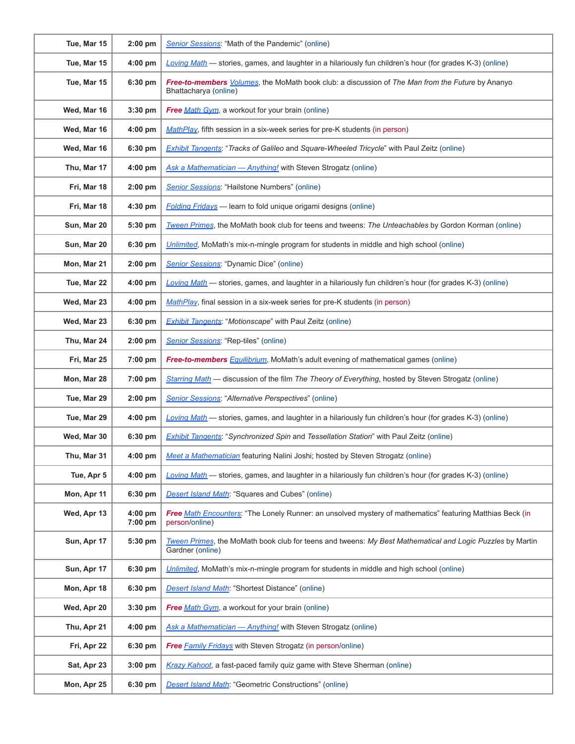| | | |
|---|---|---|
| **Tue, Mar 15** | **2:00 pm** | Senior Sessions: "Math of the Pandemic" (online) |
| **Tue, Mar 15** | **4:00 pm** | Loving Math — stories, games, and laughter in a hilariously fun children's hour (for grades K-3) (online) |
| **Tue, Mar 15** | **6:30 pm** | ***Free-to-members*** Volumes, the MoMath book club: a discussion of *The Man from the Future* by Ananyo Bhattacharya (online) |
| **Wed, Mar 16** | **3:30 pm** | ***Free*** Math Gym, a workout for your brain (online) |
| **Wed, Mar 16** | **4:00 pm** | MathPlay, fifth session in a six-week series for pre-K students (in person) |
| **Wed, Mar 16** | **6:30 pm** | Exhibit Tangents: "*Tracks of Galileo* and *Square-Wheeled Tricycle*" with Paul Zeitz (online) |
| **Thu, Mar 17** | **4:00 pm** | Ask a Mathematician — Anything! with Steven Strogatz (online) |
| **Fri, Mar 18** | **2:00 pm** | Senior Sessions: "Hailstone Numbers" (online) |
| **Fri, Mar 18** | **4:30 pm** | Folding Fridays — learn to fold unique origami designs (online) |
| **Sun, Mar 20** | **5:30 pm** | Tween Primes, the MoMath book club for teens and tweens: *The Unteachables* by Gordon Korman (online) |
| **Sun, Mar 20** | **6:30 pm** | Unlimited, MoMath's mix-n-mingle program for students in middle and high school (online) |
| **Mon, Mar 21** | **2:00 pm** | Senior Sessions: "Dynamic Dice" (online) |
| **Tue, Mar 22** | **4:00 pm** | Loving Math — stories, games, and laughter in a hilariously fun children's hour (for grades K-3) (online) |
| **Wed, Mar 23** | **4:00 pm** | MathPlay, final session in a six-week series for pre-K students (in person) |
| **Wed, Mar 23** | **6:30 pm** | Exhibit Tangents: "*Motionscape*" with Paul Zeitz (online) |
| **Thu, Mar 24** | **2:00 pm** | Senior Sessions: "Rep-tiles" (online) |
| **Fri, Mar 25** | **7:00 pm** | ***Free-to-members*** Equilibrium, MoMath's adult evening of mathematical games (online) |
| **Mon, Mar 28** | **7:00 pm** | Starring Math — discussion of the film *The Theory of Everything*, hosted by Steven Strogatz (online) |
| **Tue, Mar 29** | **2:00 pm** | Senior Sessions: "*Alternative Perspectives*" (online) |
| **Tue, Mar 29** | **4:00 pm** | Loving Math — stories, games, and laughter in a hilariously fun children's hour (for grades K-3) (online) |
| **Wed, Mar 30** | **6:30 pm** | Exhibit Tangents: "*Synchronized Spin* and *Tessellation Station*" with Paul Zeitz (online) |
| **Thu, Mar 31** | **4:00 pm** | Meet a Mathematician featuring Nalini Joshi; hosted by Steven Strogatz (online) |
| **Tue, Apr 5** | **4:00 pm** | Loving Math — stories, games, and laughter in a hilariously fun children's hour (for grades K-3) (online) |
| **Mon, Apr 11** | **6:30 pm** | Desert Island Math: "Squares and Cubes" (online) |
| **Wed, Apr 13** | **4:00 pm** **7:00 pm** | ***Free*** Math Encounters: "The Lonely Runner: an unsolved mystery of mathematics" featuring Matthias Beck (in person/online) |
| **Sun, Apr 17** | **5:30 pm** | Tween Primes, the MoMath book club for teens and tweens: *My Best Mathematical and Logic Puzzles* by Martin Gardner (online) |
| **Sun, Apr 17** | **6:30 pm** | Unlimited, MoMath's mix-n-mingle program for students in middle and high school (online) |
| **Mon, Apr 18** | **6:30 pm** | Desert Island Math: "Shortest Distance" (online) |
| **Wed, Apr 20** | **3:30 pm** | ***Free*** Math Gym, a workout for your brain (online) |
| **Thu, Apr 21** | **4:00 pm** | Ask a Mathematician — Anything! with Steven Strogatz (online) |
| **Fri, Apr 22** | **6:30 pm** | ***Free*** Family Fridays with Steven Strogatz (in person/online) |
| **Sat, Apr 23** | **3:00 pm** | Krazy Kahoot, a fast-paced family quiz game with Steve Sherman (online) |
| **Mon, Apr 25** | **6:30 pm** | Desert Island Math: "Geometric Constructions" (online) |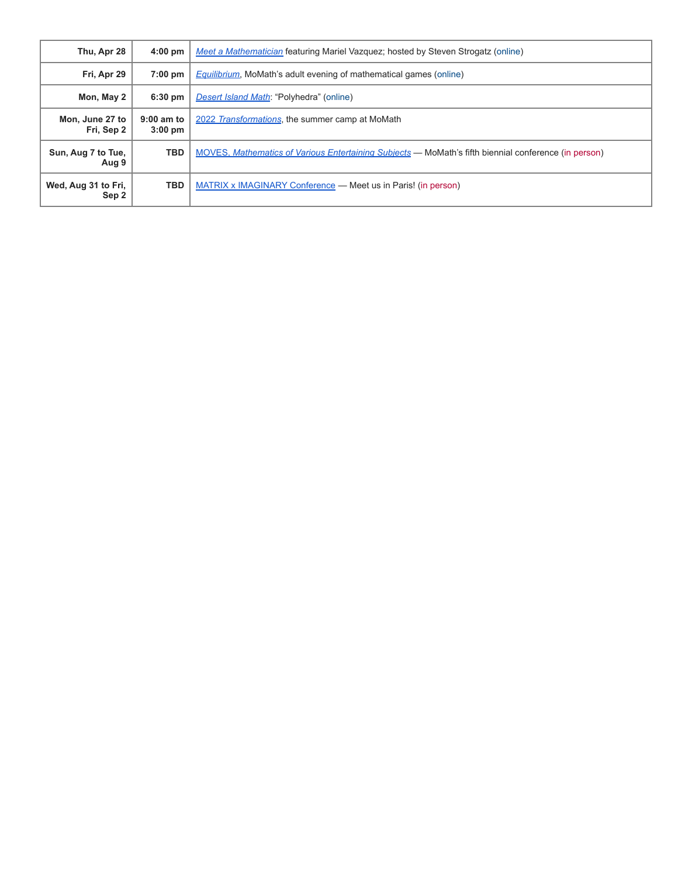| | | |
|---|---|---|
| **Thu, Apr 28** | **4:00 pm** | *Meet a Mathematician* featuring Mariel Vazquez; hosted by Steven Strogatz (online) |
| **Fri, Apr 29** | **7:00 pm** | *Equilibrium*, MoMath's adult evening of mathematical games (online) |
| **Mon, May 2** | **6:30 pm** | *Desert Island Math*: "Polyhedra" (online) |
| **Mon, June 27 to Fri, Sep 2** | **9:00 am to 3:00 pm** | 2022 *Transformations*, the summer camp at MoMath |
| **Sun, Aug 7 to Tue, Aug 9** | **TBD** | MOVES, *Mathematics of Various Entertaining Subjects* — MoMath's fifth biennial conference (in person) |
| **Wed, Aug 31 to Fri, Sep 2** | **TBD** | MATRIX x IMAGINARY Conference — Meet us in Paris! (in person) |